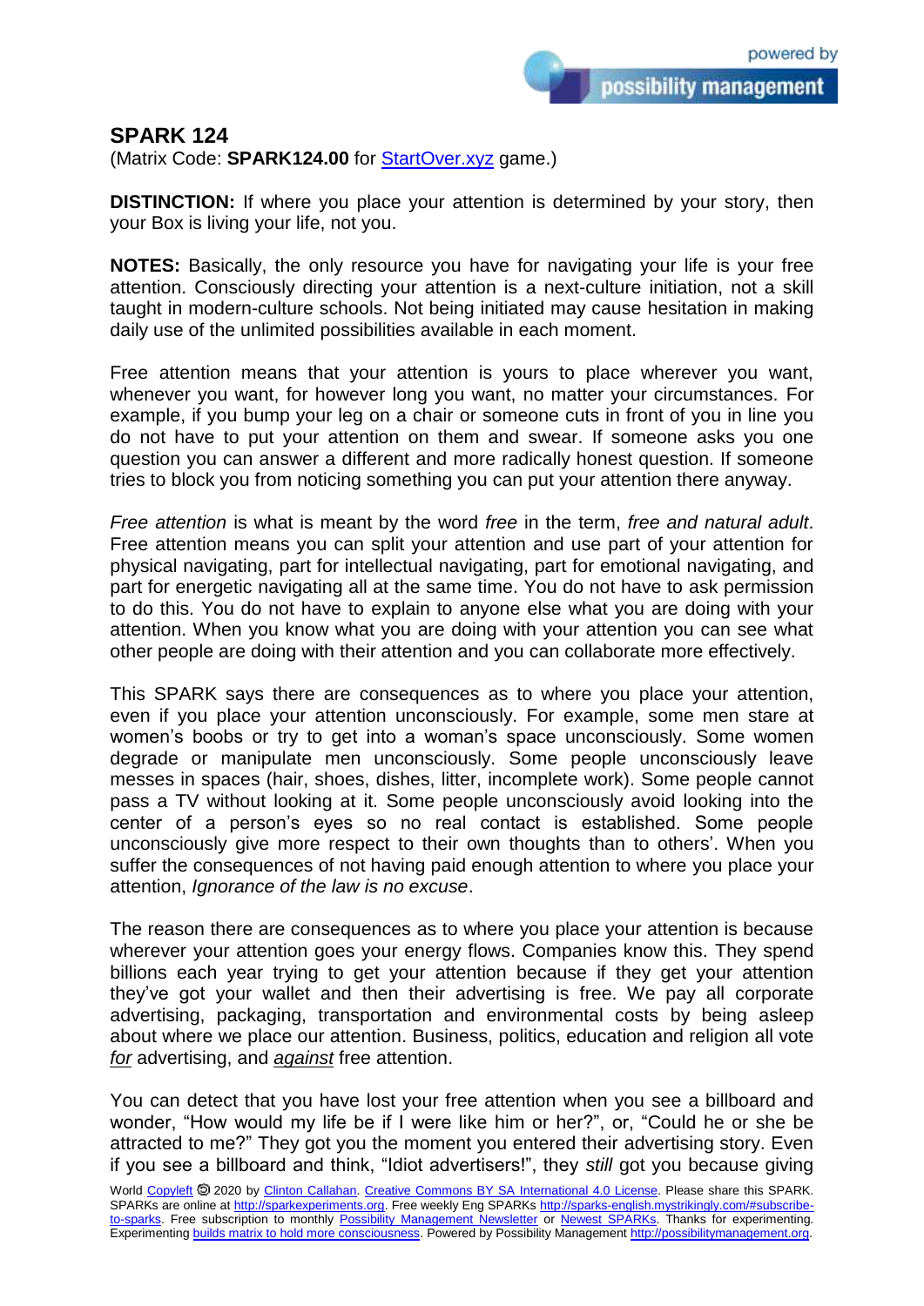## SPARK 124

(Matrix Code: **SPARK124.00** for [StartOver.xyz](StartOver.xyz) game.)

**DISTINCTION:** If where you place your attention is determined by your story, then your Box is living your life, not you.

**NOTES:** Basically, the only resource you have for navigating your life is your free attention. Consciously directing your attention is a next-culture initiation, not a skill taught in modern-culture schools. Not being initiated may cause hesitation in making daily use of the unlimited possibilities available in each moment.

Free attention means that your attention is yours to place wherever you want, whenever you want, for however long you want, no matter your circumstances. For example, if you bump your leg on a chair or someone cuts in front of you in line you do not have to put your attention on them and swear. If someone asks you one question you can answer a different and more radically honest question. If someone tries to block you from noticing something you can put your attention there anyway.

*Free attention* is what is meant by the word *free* in the term, *free and natural adult*. Free attention means you can split your attention and use part of your attention for physical navigating, part for intellectual navigating, part for emotional navigating, and part for energetic navigating all at the same time. You do not have to ask permission to do this. You do not have to explain to anyone else what you are doing with your attention. When you know what you are doing with your attention you can see what other people are doing with their attention and you can collaborate more effectively.

This SPARK says there are consequences as to where you place your attention, even if you place your attention unconsciously. For example, some men stare at women's boobs or try to get into a woman's space unconsciously. Some women degrade or manipulate men unconsciously. Some people unconsciously leave messes in spaces (hair, shoes, dishes, litter, incomplete work). Some people cannot pass a TV without looking at it. Some people unconsciously avoid looking into the center of a person's eyes so no real contact is established. Some people unconsciously give more respect to their own thoughts than to others'. When you suffer the consequences of not having paid enough attention to where you place your attention, *Ignorance of the law is no excuse*.

The reason there are consequences as to where you place your attention is because wherever your attention goes your energy flows. Companies know this. They spend billions each year trying to get your attention because if they get your attention they've got your wallet and then their advertising is free. We pay all corporate advertising, packaging, transportation and environmental costs by being asleep about where we place our attention. Business, politics, education and religion all vote ***for*** advertising, and ***against*** free attention.

You can detect that you have lost your free attention when you see a billboard and wonder, "How would my life be if I were like him or her?", or, "Could he or she be attracted to me?" They got you the moment you entered their advertising story. Even if you see a billboard and think, "Idiot advertisers!", they *still* got you because giving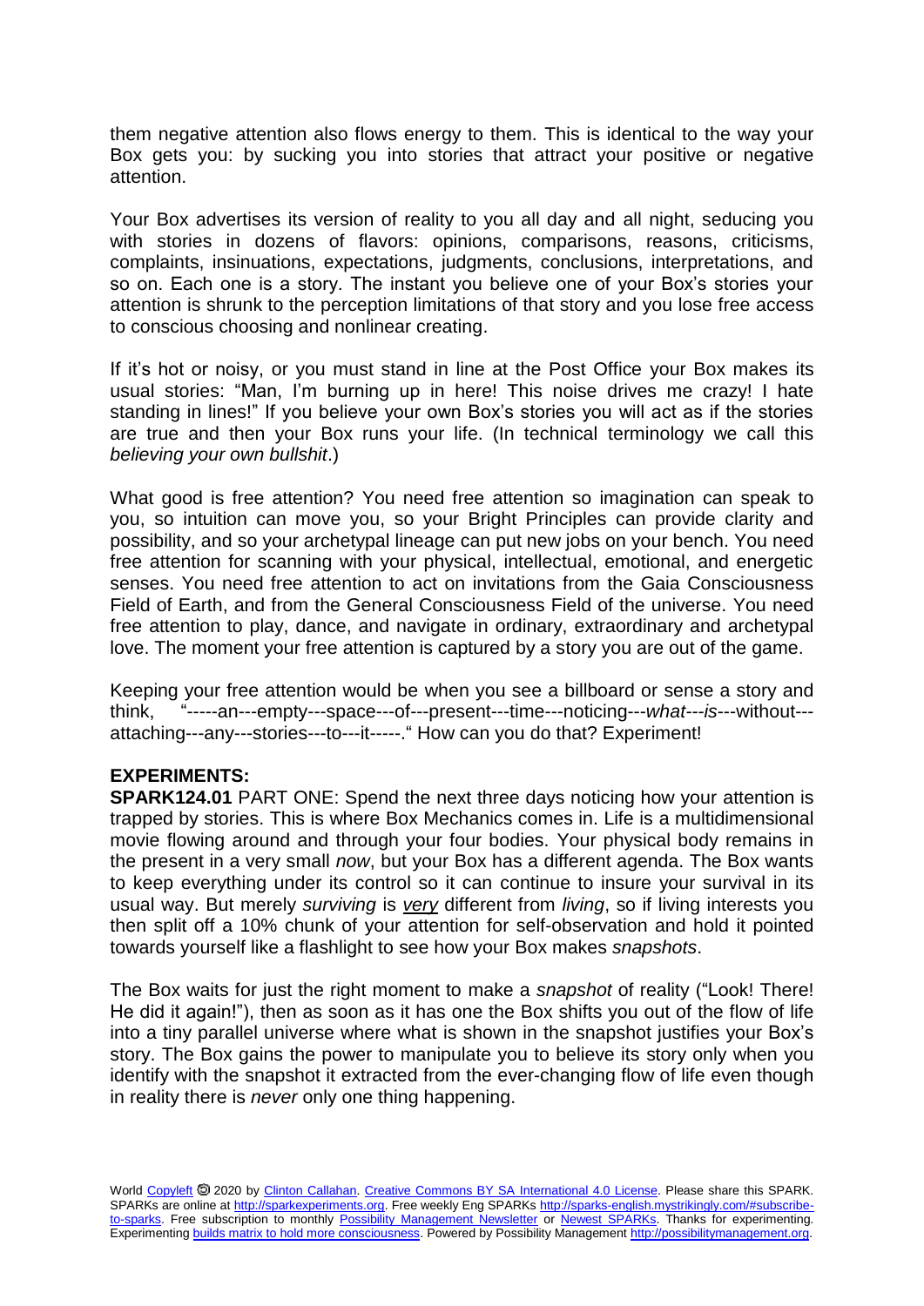them negative attention also flows energy to them. This is identical to the way your Box gets you: by sucking you into stories that attract your positive or negative attention.

Your Box advertises its version of reality to you all day and all night, seducing you with stories in dozens of flavors: opinions, comparisons, reasons, criticisms, complaints, insinuations, expectations, judgments, conclusions, interpretations, and so on. Each one is a story. The instant you believe one of your Box's stories your attention is shrunk to the perception limitations of that story and you lose free access to conscious choosing and nonlinear creating.

If it's hot or noisy, or you must stand in line at the Post Office your Box makes its usual stories: "Man, I'm burning up in here! This noise drives me crazy! I hate standing in lines!" If you believe your own Box's stories you will act as if the stories are true and then your Box runs your life. (In technical terminology we call this *believing your own bullshit*.)

What good is free attention? You need free attention so imagination can speak to you, so intuition can move you, so your Bright Principles can provide clarity and possibility, and so your archetypal lineage can put new jobs on your bench. You need free attention for scanning with your physical, intellectual, emotional, and energetic senses. You need free attention to act on invitations from the Gaia Consciousness Field of Earth, and from the General Consciousness Field of the universe. You need free attention to play, dance, and navigate in ordinary, extraordinary and archetypal love. The moment your free attention is captured by a story you are out of the game.

Keeping your free attention would be when you see a billboard or sense a story and think, "-----an---empty---space---of---present---time---noticing---*what---is*---without---attaching---any---stories---to---it-----." How can you do that? Experiment!

**EXPERIMENTS:**

**SPARK124.01** PART ONE: Spend the next three days noticing how your attention is trapped by stories. This is where Box Mechanics comes in. Life is a multidimensional movie flowing around and through your four bodies. Your physical body remains in the present in a very small *now*, but your Box has a different agenda. The Box wants to keep everything under its control so it can continue to insure your survival in its usual way. But merely *surviving* is ***very*** different from *living*, so if living interests you then split off a 10% chunk of your attention for self-observation and hold it pointed towards yourself like a flashlight to see how your Box makes *snapshots*.

The Box waits for just the right moment to make a *snapshot* of reality ("Look! There! He did it again!"), then as soon as it has one the Box shifts you out of the flow of life into a tiny parallel universe where what is shown in the snapshot justifies your Box's story. The Box gains the power to manipulate you to believe its story only when you identify with the snapshot it extracted from the ever-changing flow of life even though in reality there is *never* only one thing happening.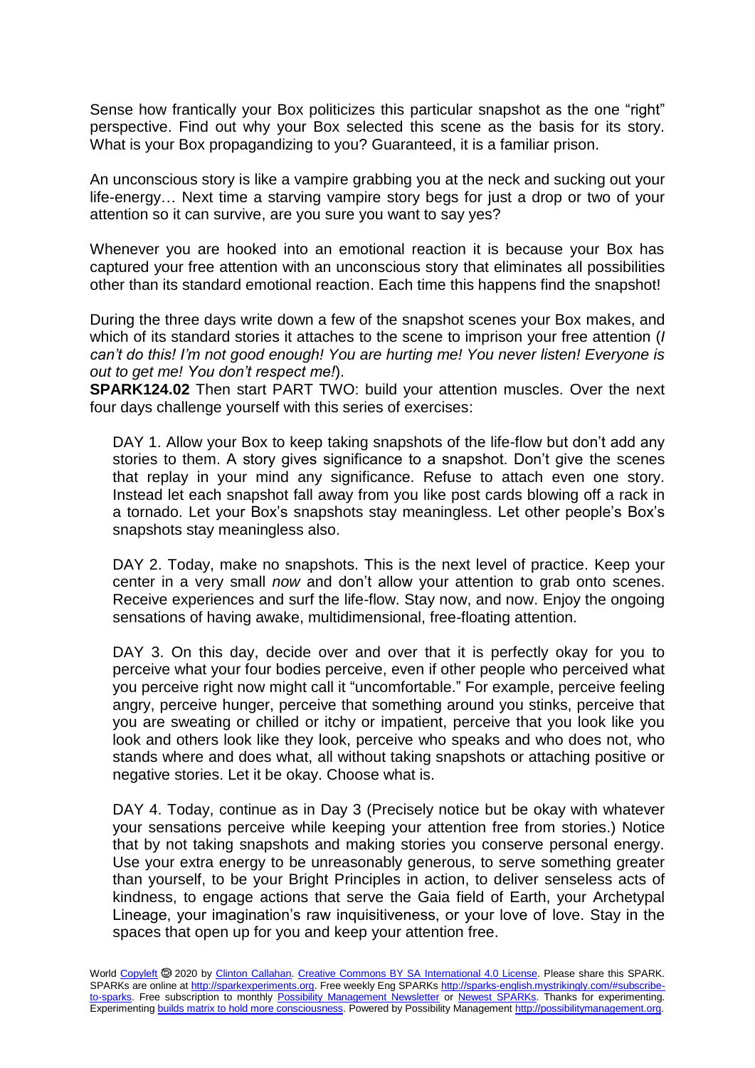Sense how frantically your Box politicizes this particular snapshot as the one "right" perspective. Find out why your Box selected this scene as the basis for its story. What is your Box propagandizing to you? Guaranteed, it is a familiar prison.

An unconscious story is like a vampire grabbing you at the neck and sucking out your life-energy… Next time a starving vampire story begs for just a drop or two of your attention so it can survive, are you sure you want to say yes?

Whenever you are hooked into an emotional reaction it is because your Box has captured your free attention with an unconscious story that eliminates all possibilities other than its standard emotional reaction. Each time this happens find the snapshot!

During the three days write down a few of the snapshot scenes your Box makes, and which of its standard stories it attaches to the scene to imprison your free attention (*I can't do this! I'm not good enough! You are hurting me! You never listen! Everyone is out to get me! You don't respect me!*).

**SPARK124.02** Then start PART TWO: build your attention muscles. Over the next four days challenge yourself with this series of exercises:

DAY 1. Allow your Box to keep taking snapshots of the life-flow but don't add any stories to them. A story gives significance to a snapshot. Don't give the scenes that replay in your mind any significance. Refuse to attach even one story. Instead let each snapshot fall away from you like post cards blowing off a rack in a tornado. Let your Box's snapshots stay meaningless. Let other people's Box's snapshots stay meaningless also.

DAY 2. Today, make no snapshots. This is the next level of practice. Keep your center in a very small *now* and don't allow your attention to grab onto scenes. Receive experiences and surf the life-flow. Stay now, and now. Enjoy the ongoing sensations of having awake, multidimensional, free-floating attention.

DAY 3. On this day, decide over and over that it is perfectly okay for you to perceive what your four bodies perceive, even if other people who perceived what you perceive right now might call it "uncomfortable." For example, perceive feeling angry, perceive hunger, perceive that something around you stinks, perceive that you are sweating or chilled or itchy or impatient, perceive that you look like you look and others look like they look, perceive who speaks and who does not, who stands where and does what, all without taking snapshots or attaching positive or negative stories. Let it be okay. Choose what is.

DAY 4. Today, continue as in Day 3 (Precisely notice but be okay with whatever your sensations perceive while keeping your attention free from stories.) Notice that by not taking snapshots and making stories you conserve personal energy. Use your extra energy to be unreasonably generous, to serve something greater than yourself, to be your Bright Principles in action, to deliver senseless acts of kindness, to engage actions that serve the Gaia field of Earth, your Archetypal Lineage, your imagination's raw inquisitiveness, or your love of love. Stay in the spaces that open up for you and keep your attention free.

World Copyleft 🄯 2020 by Clinton Callahan. Creative Commons BY SA International 4.0 License. Please share this SPARK. SPARKs are online at http://sparkexperiments.org. Free weekly Eng SPARKs http://sparks-english.mystrikingly.com/#subscribe-to-sparks. Free subscription to monthly Possibility Management Newsletter or Newest SPARKs. Thanks for experimenting. Experimenting builds matrix to hold more consciousness. Powered by Possibility Management http://possibilitymanagement.org.